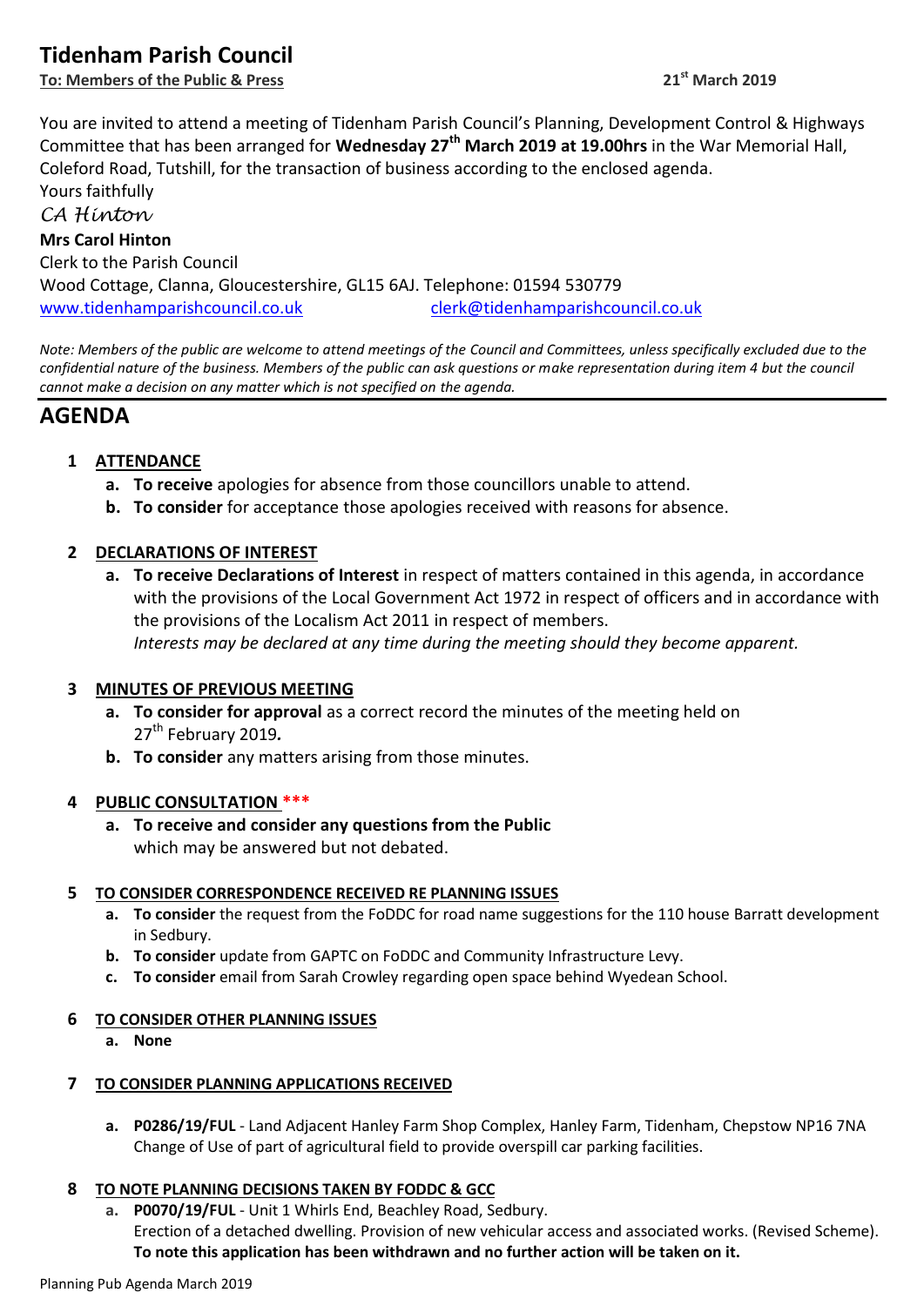# Tidenham Parish Council

**To: Members of the Public & Press** **21st March 2019**

You are invited to attend a meeting of Tidenham Parish Council's Planning, Development Control & Highways Committee that has been arranged for **Wednesday 27th March 2019 at 19.00hrs** in the War Memorial Hall, Coleford Road, Tutshill, for the transaction of business according to the enclosed agenda.

Yours faithfully

*CA Hinton*

**Mrs Carol Hinton**

Clerk to the Parish Council

Wood Cottage, Clanna, Gloucestershire, GL15 6AJ. Telephone: 01594 530779

www.tidenhamparishcouncil.co.uk clerk@tidenhamparishcouncil.co.uk

*Note: Members of the public are welcome to attend meetings of the Council and Committees, unless specifically excluded due to the confidential nature of the business. Members of the public can ask questions or make representation during item 4 but the council cannot make a decision on any matter which is not specified on the agenda.*

## AGENDA

**1 ATTENDANCE**

- **a. To receive** apologies for absence from those councillors unable to attend.
- **b. To consider** for acceptance those apologies received with reasons for absence.

**2 DECLARATIONS OF INTEREST**

- **a. To receive Declarations of Interest** in respect of matters contained in this agenda, in accordance with the provisions of the Local Government Act 1972 in respect of officers and in accordance with the provisions of the Localism Act 2011 in respect of members.
  *Interests may be declared at any time during the meeting should they become apparent.*

**3 MINUTES OF PREVIOUS MEETING**

- **a. To consider for approval** as a correct record the minutes of the meeting held on 27th February 2019**.**
- **b. To consider** any matters arising from those minutes.

**4 PUBLIC CONSULTATION \*\*\***

- **a. To receive and consider any questions from the Public** which may be answered but not debated.

**5 TO CONSIDER CORRESPONDENCE RECEIVED RE PLANNING ISSUES**

- **a. To consider** the request from the FoDDC for road name suggestions for the 110 house Barratt development in Sedbury.
- **b. To consider** update from GAPTC on FoDDC and Community Infrastructure Levy.
- **c. To consider** email from Sarah Crowley regarding open space behind Wyedean School.

**6 TO CONSIDER OTHER PLANNING ISSUES**

- **a. None**

**7 TO CONSIDER PLANNING APPLICATIONS RECEIVED**

- **a. P0286/19/FUL** - Land Adjacent Hanley Farm Shop Complex, Hanley Farm, Tidenham, Chepstow NP16 7NA
  Change of Use of part of agricultural field to provide overspill car parking facilities.

**8 TO NOTE PLANNING DECISIONS TAKEN BY FODDC & GCC**

- **a. P0070/19/FUL** - Unit 1 Whirls End, Beachley Road, Sedbury.
  Erection of a detached dwelling. Provision of new vehicular access and associated works. (Revised Scheme).
  **To note this application has been withdrawn and no further action will be taken on it.**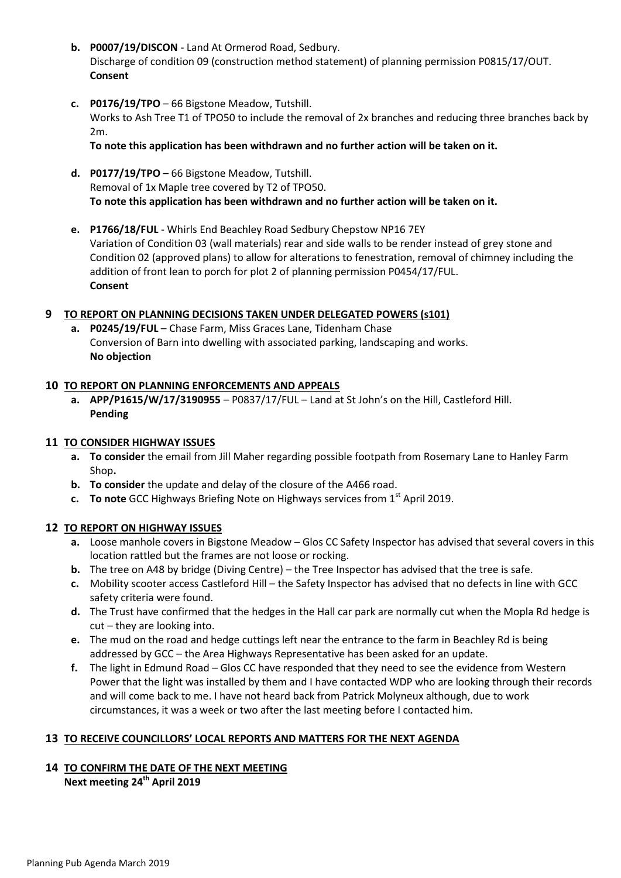- **b. P0007/19/DISCON** - Land At Ormerod Road, Sedbury.
  Discharge of condition 09 (construction method statement) of planning permission P0815/17/OUT.
  **Consent**

- **c. P0176/19/TPO** – 66 Bigstone Meadow, Tutshill.
  Works to Ash Tree T1 of TPO50 to include the removal of 2x branches and reducing three branches back by 2m.
  **To note this application has been withdrawn and no further action will be taken on it.**

- **d. P0177/19/TPO** – 66 Bigstone Meadow, Tutshill.
  Removal of 1x Maple tree covered by T2 of TPO50.
  **To note this application has been withdrawn and no further action will be taken on it.**

- **e. P1766/18/FUL** - Whirls End Beachley Road Sedbury Chepstow NP16 7EY
  Variation of Condition 03 (wall materials) rear and side walls to be render instead of grey stone and Condition 02 (approved plans) to allow for alterations to fenestration, removal of chimney including the addition of front lean to porch for plot 2 of planning permission P0454/17/FUL.
  **Consent**

## 9 TO REPORT ON PLANNING DECISIONS TAKEN UNDER DELEGATED POWERS (s101)

- **a. P0245/19/FUL** – Chase Farm, Miss Graces Lane, Tidenham Chase
  Conversion of Barn into dwelling with associated parking, landscaping and works.
  **No objection**

## 10 TO REPORT ON PLANNING ENFORCEMENTS AND APPEALS

- **a. APP/P1615/W/17/3190955** – P0837/17/FUL – Land at St John's on the Hill, Castleford Hill.
  **Pending**

## 11 TO CONSIDER HIGHWAY ISSUES

- **a. To consider** the email from Jill Maher regarding possible footpath from Rosemary Lane to Hanley Farm Shop**.**
- **b. To consider** the update and delay of the closure of the A466 road.
- **c. To note** GCC Highways Briefing Note on Highways services from 1st April 2019.

## 12 TO REPORT ON HIGHWAY ISSUES

- **a.** Loose manhole covers in Bigstone Meadow – Glos CC Safety Inspector has advised that several covers in this location rattled but the frames are not loose or rocking.
- **b.** The tree on A48 by bridge (Diving Centre) – the Tree Inspector has advised that the tree is safe.
- **c.** Mobility scooter access Castleford Hill – the Safety Inspector has advised that no defects in line with GCC safety criteria were found.
- **d.** The Trust have confirmed that the hedges in the Hall car park are normally cut when the Mopla Rd hedge is cut – they are looking into.
- **e.** The mud on the road and hedge cuttings left near the entrance to the farm in Beachley Rd is being addressed by GCC – the Area Highways Representative has been asked for an update.
- **f.** The light in Edmund Road – Glos CC have responded that they need to see the evidence from Western Power that the light was installed by them and I have contacted WDP who are looking through their records and will come back to me. I have not heard back from Patrick Molyneux although, due to work circumstances, it was a week or two after the last meeting before I contacted him.

## 13 TO RECEIVE COUNCILLORS' LOCAL REPORTS AND MATTERS FOR THE NEXT AGENDA

## 14 TO CONFIRM THE DATE OF THE NEXT MEETING

**Next meeting 24th April 2019**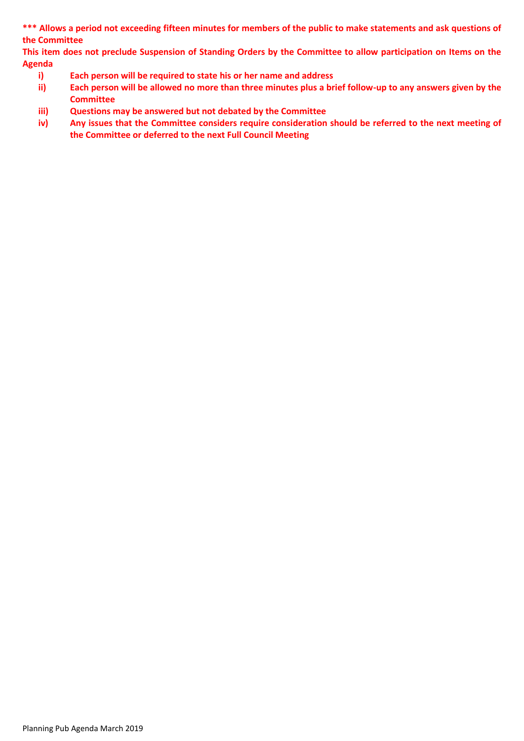**\*\*\* Allows a period not exceeding fifteen minutes for members of the public to make statements and ask questions of the Committee**

**This item does not preclude Suspension of Standing Orders by the Committee to allow participation on Items on the Agenda**

- **i) Each person will be required to state his or her name and address**
- **ii) Each person will be allowed no more than three minutes plus a brief follow-up to any answers given by the Committee**
- **iii) Questions may be answered but not debated by the Committee**
- **iv) Any issues that the Committee considers require consideration should be referred to the next meeting of the Committee or deferred to the next Full Council Meeting**